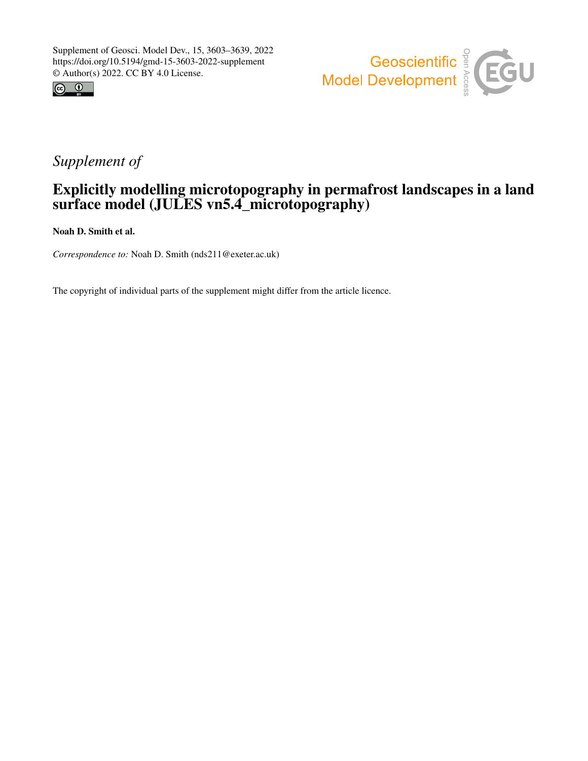Supplement of Geosci. Model Dev., 15, 3603–3639, 2022
https://doi.org/10.5194/gmd-15-3603-2022-supplement
© Author(s) 2022. CC BY 4.0 License.

*Supplement of*

# Explicitly modelling microtopography in permafrost landscapes in a land surface model (JULES vn5.4_microtopography)

**Noah D. Smith et al.**

*Correspondence to:* Noah D. Smith (nds211@exeter.ac.uk)

The copyright of individual parts of the supplement might differ from the article licence.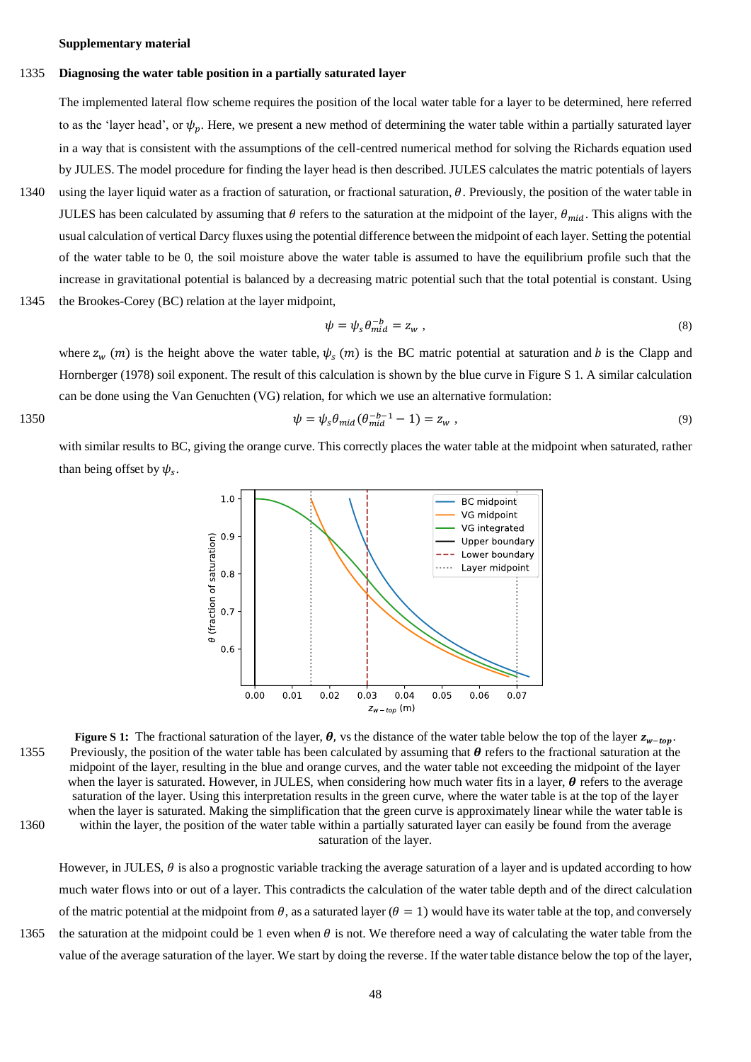**Supplementary material**

**Diagnosing the water table position in a partially saturated layer**

The implemented lateral flow scheme requires the position of the local water table for a layer to be determined, here referred to as the 'layer head', or $\psi_p$. Here, we present a new method of determining the water table within a partially saturated layer in a way that is consistent with the assumptions of the cell-centred numerical method for solving the Richards equation used by JULES. The model procedure for finding the layer head is then described. JULES calculates the matric potentials of layers using the layer liquid water as a fraction of saturation, or fractional saturation, $\theta$. Previously, the position of the water table in JULES has been calculated by assuming that $\theta$ refers to the saturation at the midpoint of the layer, $\theta_{mid}$. This aligns with the usual calculation of vertical Darcy fluxes using the potential difference between the midpoint of each layer. Setting the potential of the water table to be 0, the soil moisture above the water table is assumed to have the equilibrium profile such that the increase in gravitational potential is balanced by a decreasing matric potential such that the total potential is constant. Using the Brookes-Corey (BC) relation at the layer midpoint,

$$\psi = \psi_s \theta_{mid}^{-b} = z_w \ , \tag{8}$$

where $z_w$ $(m)$ is the height above the water table, $\psi_s$ $(m)$ is the BC matric potential at saturation and $b$ is the Clapp and Hornberger (1978) soil exponent. The result of this calculation is shown by the blue curve in Figure S 1. A similar calculation can be done using the Van Genuchten (VG) relation, for which we use an alternative formulation:

$$\psi = \psi_s \theta_{mid} (\theta_{mid}^{-b-1} - 1) = z_w \ , \tag{9}$$

with similar results to BC, giving the orange curve. This correctly places the water table at the midpoint when saturated, rather than being offset by $\psi_s$.

**Figure S 1:** The fractional saturation of the layer, $\boldsymbol{\theta}$, vs the distance of the water table below the top of the layer $\boldsymbol{z_{w-top}}$. Previously, the position of the water table has been calculated by assuming that $\boldsymbol{\theta}$ refers to the fractional saturation at the midpoint of the layer, resulting in the blue and orange curves, and the water table not exceeding the midpoint of the layer when the layer is saturated. However, in JULES, when considering how much water fits in a layer, $\boldsymbol{\theta}$ refers to the average saturation of the layer. Using this interpretation results in the green curve, where the water table is at the top of the layer when the layer is saturated. Making the simplification that the green curve is approximately linear while the water table is within the layer, the position of the water table within a partially saturated layer can easily be found from the average saturation of the layer.

However, in JULES, $\theta$ is also a prognostic variable tracking the average saturation of a layer and is updated according to how much water flows into or out of a layer. This contradicts the calculation of the water table depth and of the direct calculation of the matric potential at the midpoint from $\theta$, as a saturated layer ($\theta = 1$) would have its water table at the top, and conversely the saturation at the midpoint could be 1 even when $\theta$ is not. We therefore need a way of calculating the water table from the value of the average saturation of the layer. We start by doing the reverse. If the water table distance below the top of the layer,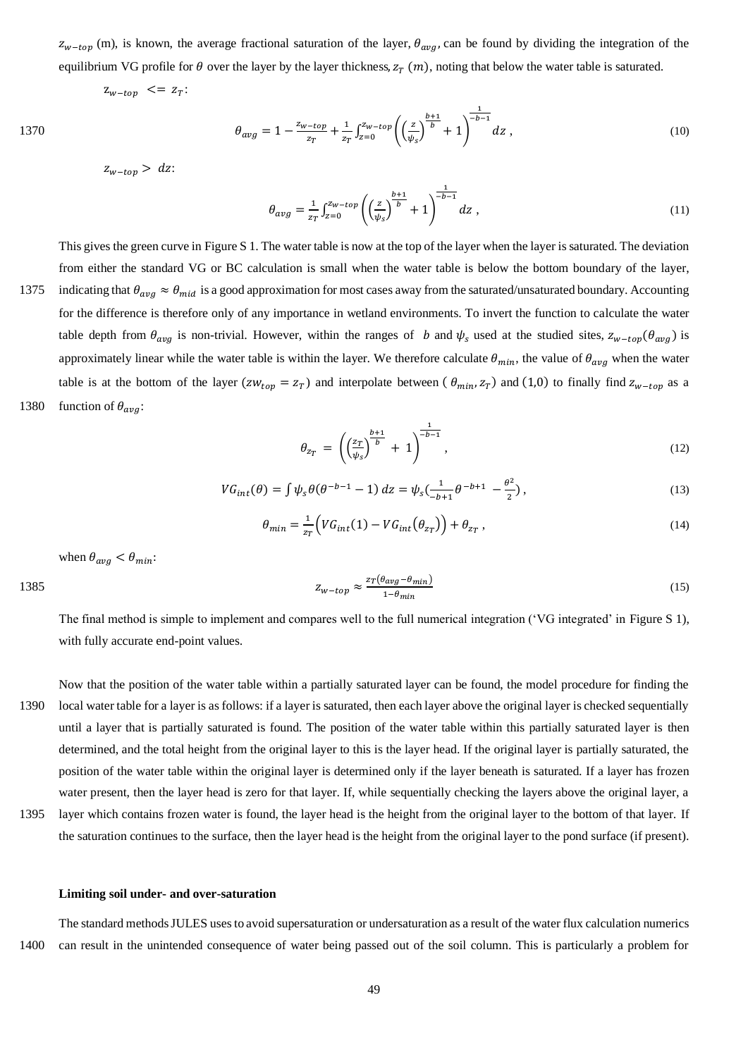$z_{w-top}$ (m), is known, the average fractional saturation of the layer, $\theta_{avg}$, can be found by dividing the integration of the equilibrium VG profile for $\theta$ over the layer by the layer thickness, $z_T$ $(m)$, noting that below the water table is saturated.

$z_{w-top}$ $<= z_T$:

$$\theta_{avg} = 1 - \frac{z_{w-top}}{z_T} + \frac{1}{z_T}\int_{z=0}^{z_{w-top}} \left(\left(\frac{z}{\psi_s}\right)^{\frac{b+1}{b}} + 1\right)^{\frac{1}{-b-1}} dz\ , \tag{10}$$

$z_{w-top} >$ $dz$:

$$\theta_{avg} = \frac{1}{z_T}\int_{z=0}^{z_{w-top}} \left(\left(\frac{z}{\psi_s}\right)^{\frac{b+1}{b}} + 1\right)^{\frac{1}{-b-1}} dz\ , \tag{11}$$

This gives the green curve in Figure S 1. The water table is now at the top of the layer when the layer is saturated. The deviation from either the standard VG or BC calculation is small when the water table is below the bottom boundary of the layer, indicating that $\theta_{avg} \approx \theta_{mid}$ is a good approximation for most cases away from the saturated/unsaturated boundary. Accounting for the difference is therefore only of any importance in wetland environments. To invert the function to calculate the water table depth from $\theta_{avg}$ is non-trivial. However, within the ranges of $b$ and $\psi_s$ used at the studied sites, $z_{w-top}(\theta_{avg})$ is approximately linear while the water table is within the layer. We therefore calculate $\theta_{min}$, the value of $\theta_{avg}$ when the water table is at the bottom of the layer ($zw_{top} = z_T$) and interpolate between ($\theta_{min}, z_T$) and $(1,0)$ to finally find $z_{w-top}$ as a function of $\theta_{avg}$:

$$\theta_{z_T} = \left(\left(\frac{z_T}{\psi_s}\right)^{\frac{b+1}{b}} + 1\right)^{\frac{1}{-b-1}}, \tag{12}$$

$$VG_{int}(\theta) = \int \psi_s \theta(\theta^{-b-1} - 1)\, dz = \psi_s\left(\frac{1}{-b+1}\theta^{-b+1} - \frac{\theta^2}{2}\right), \tag{13}$$

$$\theta_{min} = \frac{1}{z_T}\Big(VG_{int}(1) - VG_{int}\big(\theta_{z_T}\big)\Big) + \theta_{z_T}\ , \tag{14}$$

when $\theta_{avg} < \theta_{min}$:

$$z_{w-top} \approx \frac{z_T(\theta_{avg} - \theta_{min})}{1-\theta_{min}} \tag{15}$$

The final method is simple to implement and compares well to the full numerical integration ('VG integrated' in Figure S 1), with fully accurate end-point values.

Now that the position of the water table within a partially saturated layer can be found, the model procedure for finding the local water table for a layer is as follows: if a layer is saturated, then each layer above the original layer is checked sequentially until a layer that is partially saturated is found. The position of the water table within this partially saturated layer is then determined, and the total height from the original layer to this is the layer head. If the original layer is partially saturated, the position of the water table within the original layer is determined only if the layer beneath is saturated. If a layer has frozen water present, then the layer head is zero for that layer. If, while sequentially checking the layers above the original layer, a layer which contains frozen water is found, the layer head is the height from the original layer to the bottom of that layer. If the saturation continues to the surface, then the layer head is the height from the original layer to the pond surface (if present).

**Limiting soil under- and over-saturation**

The standard methods JULES uses to avoid supersaturation or undersaturation as a result of the water flux calculation numerics can result in the unintended consequence of water being passed out of the soil column. This is particularly a problem for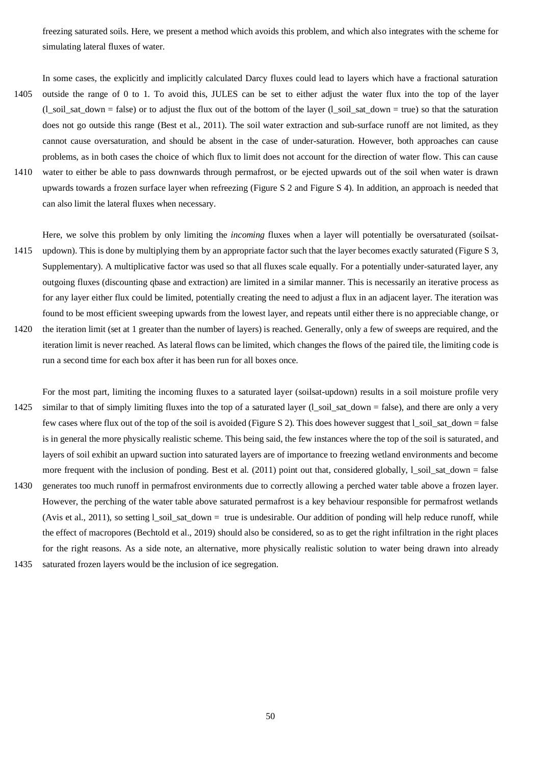freezing saturated soils. Here, we present a method which avoids this problem, and which also integrates with the scheme for simulating lateral fluxes of water.

In some cases, the explicitly and implicitly calculated Darcy fluxes could lead to layers which have a fractional saturation outside the range of 0 to 1. To avoid this, JULES can be set to either adjust the water flux into the top of the layer (l_soil_sat_down = false) or to adjust the flux out of the bottom of the layer (l_soil_sat_down = true) so that the saturation does not go outside this range (Best et al., 2011). The soil water extraction and sub-surface runoff are not limited, as they cannot cause oversaturation, and should be absent in the case of under-saturation. However, both approaches can cause problems, as in both cases the choice of which flux to limit does not account for the direction of water flow. This can cause water to either be able to pass downwards through permafrost, or be ejected upwards out of the soil when water is drawn upwards towards a frozen surface layer when refreezing (Figure S 2 and Figure S 4). In addition, an approach is needed that can also limit the lateral fluxes when necessary.

Here, we solve this problem by only limiting the *incoming* fluxes when a layer will potentially be oversaturated (soilsat-updown). This is done by multiplying them by an appropriate factor such that the layer becomes exactly saturated (Figure S 3, Supplementary). A multiplicative factor was used so that all fluxes scale equally. For a potentially under-saturated layer, any outgoing fluxes (discounting qbase and extraction) are limited in a similar manner. This is necessarily an iterative process as for any layer either flux could be limited, potentially creating the need to adjust a flux in an adjacent layer. The iteration was found to be most efficient sweeping upwards from the lowest layer, and repeats until either there is no appreciable change, or the iteration limit (set at 1 greater than the number of layers) is reached. Generally, only a few of sweeps are required, and the iteration limit is never reached. As lateral flows can be limited, which changes the flows of the paired tile, the limiting code is run a second time for each box after it has been run for all boxes once.

For the most part, limiting the incoming fluxes to a saturated layer (soilsat-updown) results in a soil moisture profile very similar to that of simply limiting fluxes into the top of a saturated layer (l_soil_sat_down = false), and there are only a very few cases where flux out of the top of the soil is avoided (Figure S 2). This does however suggest that l_soil_sat_down = false is in general the more physically realistic scheme. This being said, the few instances where the top of the soil is saturated, and layers of soil exhibit an upward suction into saturated layers are of importance to freezing wetland environments and become more frequent with the inclusion of ponding. Best et al. (2011) point out that, considered globally, l_soil_sat_down = false generates too much runoff in permafrost environments due to correctly allowing a perched water table above a frozen layer. However, the perching of the water table above saturated permafrost is a key behaviour responsible for permafrost wetlands (Avis et al., 2011), so setting l_soil_sat_down = true is undesirable. Our addition of ponding will help reduce runoff, while the effect of macropores (Bechtold et al., 2019) should also be considered, so as to get the right infiltration in the right places for the right reasons. As a side note, an alternative, more physically realistic solution to water being drawn into already saturated frozen layers would be the inclusion of ice segregation.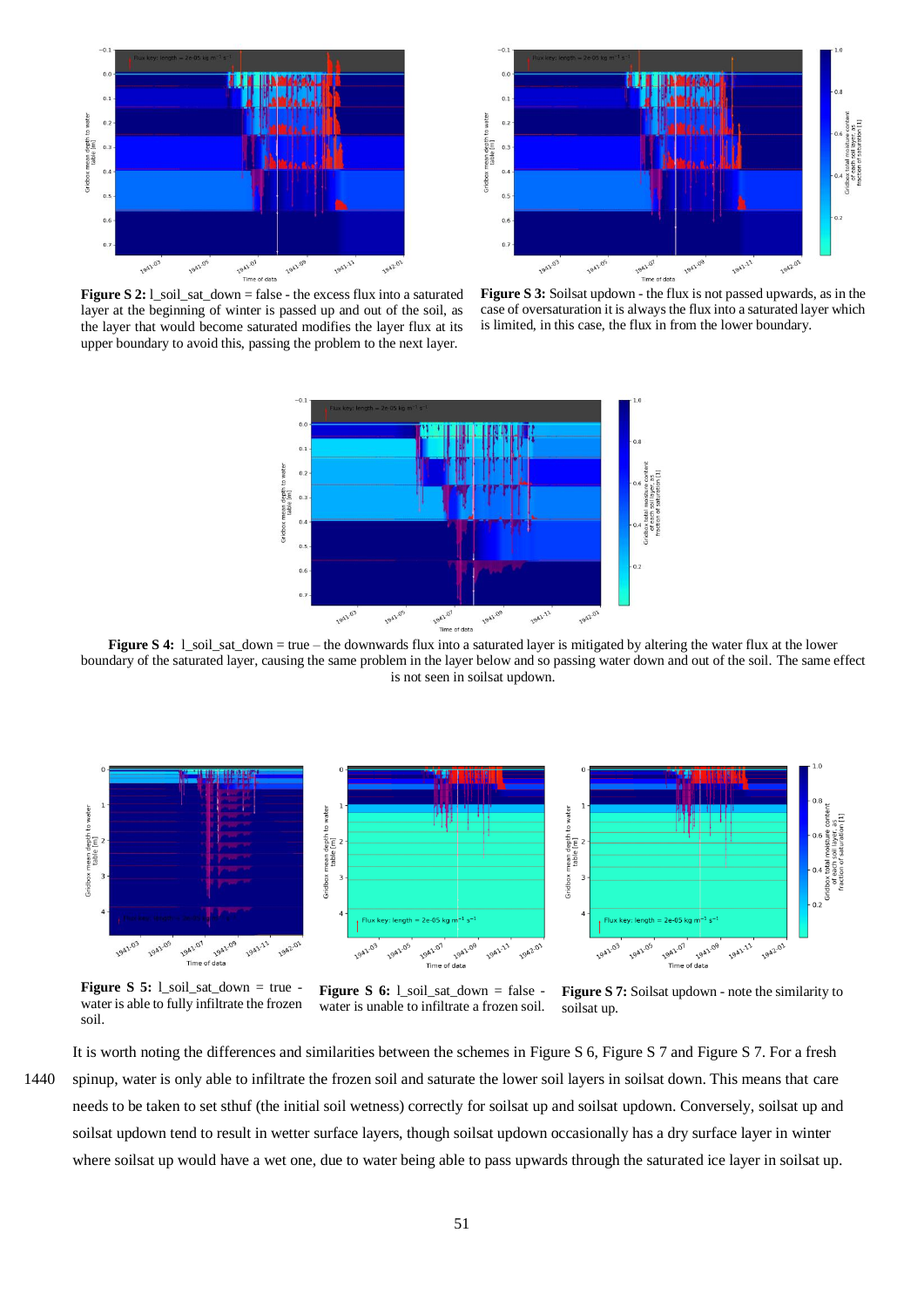**Figure S 2:** l_soil_sat_down = false - the excess flux into a saturated layer at the beginning of winter is passed up and out of the soil, as the layer that would become saturated modifies the layer flux at its upper boundary to avoid this, passing the problem to the next layer.

**Figure S 3:** Soilsat updown - the flux is not passed upwards, as in the case of oversaturation it is always the flux into a saturated layer which is limited, in this case, the flux in from the lower boundary.

**Figure S 4:** l_soil_sat_down = true – the downwards flux into a saturated layer is mitigated by altering the water flux at the lower boundary of the saturated layer, causing the same problem in the layer below and so passing water down and out of the soil. The same effect is not seen in soilsat updown.

**Figure S 5:** l_soil_sat_down = true - water is able to fully infiltrate the frozen soil.

**Figure S 6:** l_soil_sat_down = false - water is unable to infiltrate a frozen soil.

**Figure S 7:** Soilsat updown - note the similarity to soilsat up.

It is worth noting the differences and similarities between the schemes in Figure S 6, Figure S 7 and Figure S 7. For a fresh spinup, water is only able to infiltrate the frozen soil and saturate the lower soil layers in soilsat down. This means that care needs to be taken to set sthuf (the initial soil wetness) correctly for soilsat up and soilsat updown. Conversely, soilsat up and soilsat updown tend to result in wetter surface layers, though soilsat updown occasionally has a dry surface layer in winter where soilsat up would have a wet one, due to water being able to pass upwards through the saturated ice layer in soilsat up.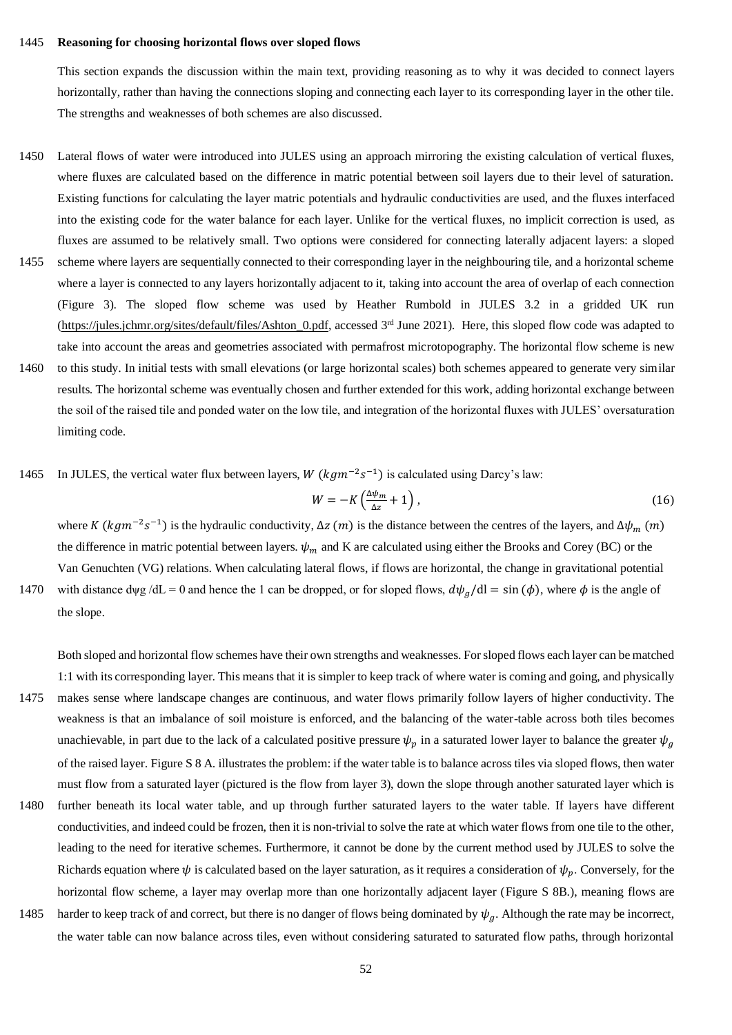**Reasoning for choosing horizontal flows over sloped flows**

This section expands the discussion within the main text, providing reasoning as to why it was decided to connect layers horizontally, rather than having the connections sloping and connecting each layer to its corresponding layer in the other tile. The strengths and weaknesses of both schemes are also discussed.

Lateral flows of water were introduced into JULES using an approach mirroring the existing calculation of vertical fluxes, where fluxes are calculated based on the difference in matric potential between soil layers due to their level of saturation. Existing functions for calculating the layer matric potentials and hydraulic conductivities are used, and the fluxes interfaced into the existing code for the water balance for each layer. Unlike for the vertical fluxes, no implicit correction is used, as fluxes are assumed to be relatively small. Two options were considered for connecting laterally adjacent layers: a sloped scheme where layers are sequentially connected to their corresponding layer in the neighbouring tile, and a horizontal scheme where a layer is connected to any layers horizontally adjacent to it, taking into account the area of overlap of each connection (Figure 3). The sloped flow scheme was used by Heather Rumbold in JULES 3.2 in a gridded UK run (https://jules.jchmr.org/sites/default/files/Ashton_0.pdf, accessed 3rd June 2021). Here, this sloped flow code was adapted to take into account the areas and geometries associated with permafrost microtopography. The horizontal flow scheme is new to this study. In initial tests with small elevations (or large horizontal scales) both schemes appeared to generate very similar results. The horizontal scheme was eventually chosen and further extended for this work, adding horizontal exchange between the soil of the raised tile and ponded water on the low tile, and integration of the horizontal fluxes with JULES' oversaturation limiting code.

In JULES, the vertical water flux between layers, $W$ $(kgm^{-2}s^{-1})$ is calculated using Darcy's law:

$$W = -K\left(\frac{\Delta\psi_m}{\Delta z} + 1\right), \tag{16}$$

where $K$ $(kgm^{-2}s^{-1})$ is the hydraulic conductivity, $\Delta z$ $(m)$ is the distance between the centres of the layers, and $\Delta\psi_m$ $(m)$ the difference in matric potential between layers. $\psi_m$ and K are calculated using either the Brooks and Corey (BC) or the Van Genuchten (VG) relations. When calculating lateral flows, if flows are horizontal, the change in gravitational potential with distance $d\psi_g/dL = 0$ and hence the 1 can be dropped, or for sloped flows, $d\psi_g/\mathrm{dl} = \sin(\phi)$, where $\phi$ is the angle of the slope.

Both sloped and horizontal flow schemes have their own strengths and weaknesses. For sloped flows each layer can be matched 1:1 with its corresponding layer. This means that it is simpler to keep track of where water is coming and going, and physically makes sense where landscape changes are continuous, and water flows primarily follow layers of higher conductivity. The weakness is that an imbalance of soil moisture is enforced, and the balancing of the water-table across both tiles becomes unachievable, in part due to the lack of a calculated positive pressure $\psi_p$ in a saturated lower layer to balance the greater $\psi_g$ of the raised layer. Figure S 8 A. illustrates the problem: if the water table is to balance across tiles via sloped flows, then water must flow from a saturated layer (pictured is the flow from layer 3), down the slope through another saturated layer which is further beneath its local water table, and up through further saturated layers to the water table. If layers have different conductivities, and indeed could be frozen, then it is non-trivial to solve the rate at which water flows from one tile to the other, leading to the need for iterative schemes. Furthermore, it cannot be done by the current method used by JULES to solve the Richards equation where $\psi$ is calculated based on the layer saturation, as it requires a consideration of $\psi_p$. Conversely, for the horizontal flow scheme, a layer may overlap more than one horizontally adjacent layer (Figure S 8B.), meaning flows are harder to keep track of and correct, but there is no danger of flows being dominated by $\psi_g$. Although the rate may be incorrect, the water table can now balance across tiles, even without considering saturated to saturated flow paths, through horizontal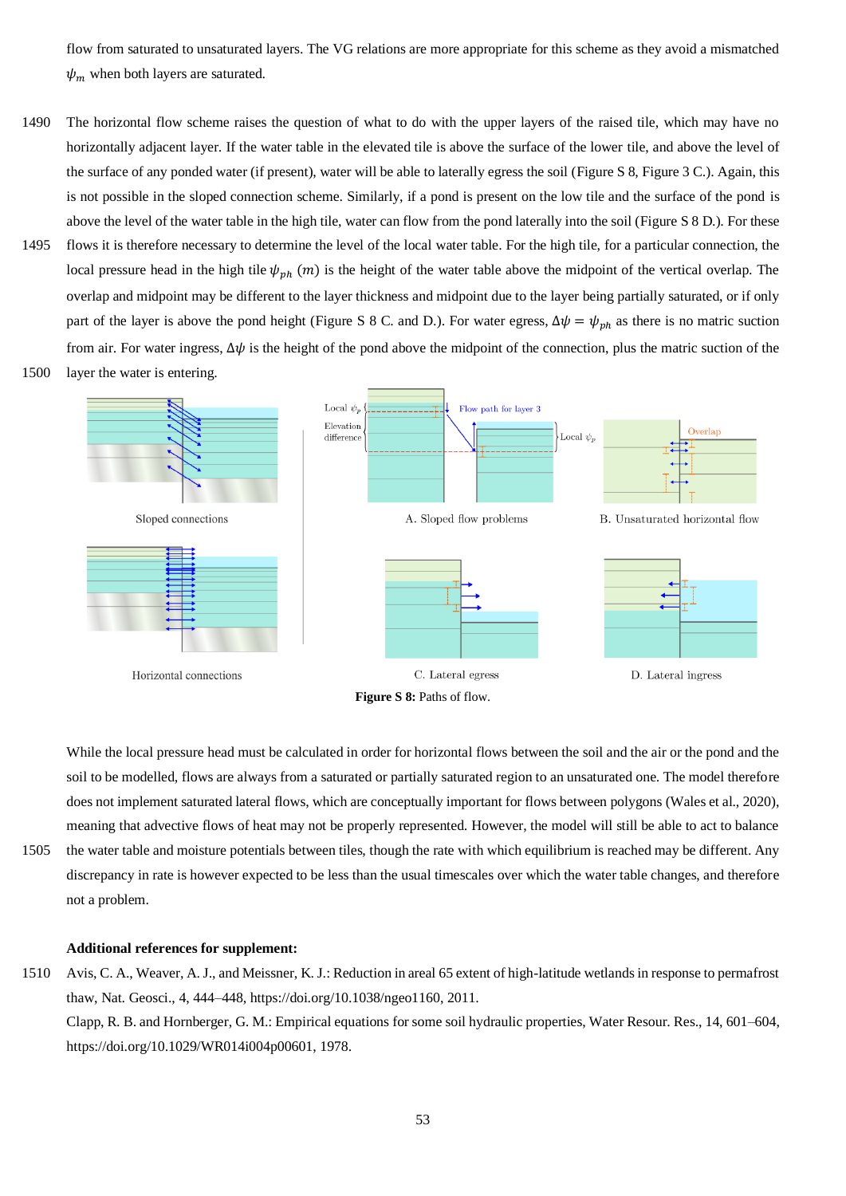flow from saturated to unsaturated layers. The VG relations are more appropriate for this scheme as they avoid a mismatched $\psi_m$ when both layers are saturated.

The horizontal flow scheme raises the question of what to do with the upper layers of the raised tile, which may have no horizontally adjacent layer. If the water table in the elevated tile is above the surface of the lower tile, and above the level of the surface of any ponded water (if present), water will be able to laterally egress the soil (Figure S 8, Figure 3 C.). Again, this is not possible in the sloped connection scheme. Similarly, if a pond is present on the low tile and the surface of the pond is above the level of the water table in the high tile, water can flow from the pond laterally into the soil (Figure S 8 D.). For these flows it is therefore necessary to determine the level of the local water table. For the high tile, for a particular connection, the local pressure head in the high tile $\psi_{ph}$ $(m)$ is the height of the water table above the midpoint of the vertical overlap. The overlap and midpoint may be different to the layer thickness and midpoint due to the layer being partially saturated, or if only part of the layer is above the pond height (Figure S 8 C. and D.). For water egress, $\Delta\psi = \psi_{ph}$ as there is no matric suction from air. For water ingress, $\Delta\psi$ is the height of the pond above the midpoint of the connection, plus the matric suction of the layer the water is entering.

Sloped connections

Horizontal connections

Local $\psi_p$

Elevation difference

Flow path for layer 3

Local $\psi_p$

A. Sloped flow problems

Overlap

B. Unsaturated horizontal flow

C. Lateral egress

D. Lateral ingress

**Figure S 8:** Paths of flow.

While the local pressure head must be calculated in order for horizontal flows between the soil and the air or the pond and the soil to be modelled, flows are always from a saturated or partially saturated region to an unsaturated one. The model therefore does not implement saturated lateral flows, which are conceptually important for flows between polygons (Wales et al., 2020), meaning that advective flows of heat may not be properly represented. However, the model will still be able to act to balance the water table and moisture potentials between tiles, though the rate with which equilibrium is reached may be different. Any discrepancy in rate is however expected to be less than the usual timescales over which the water table changes, and therefore not a problem.

**Additional references for supplement:**

Avis, C. A., Weaver, A. J., and Meissner, K. J.: Reduction in areal 65 extent of high-latitude wetlands in response to permafrost thaw, Nat. Geosci., 4, 444–448, https://doi.org/10.1038/ngeo1160, 2011.

Clapp, R. B. and Hornberger, G. M.: Empirical equations for some soil hydraulic properties, Water Resour. Res., 14, 601–604, https://doi.org/10.1029/WR014i004p00601, 1978.